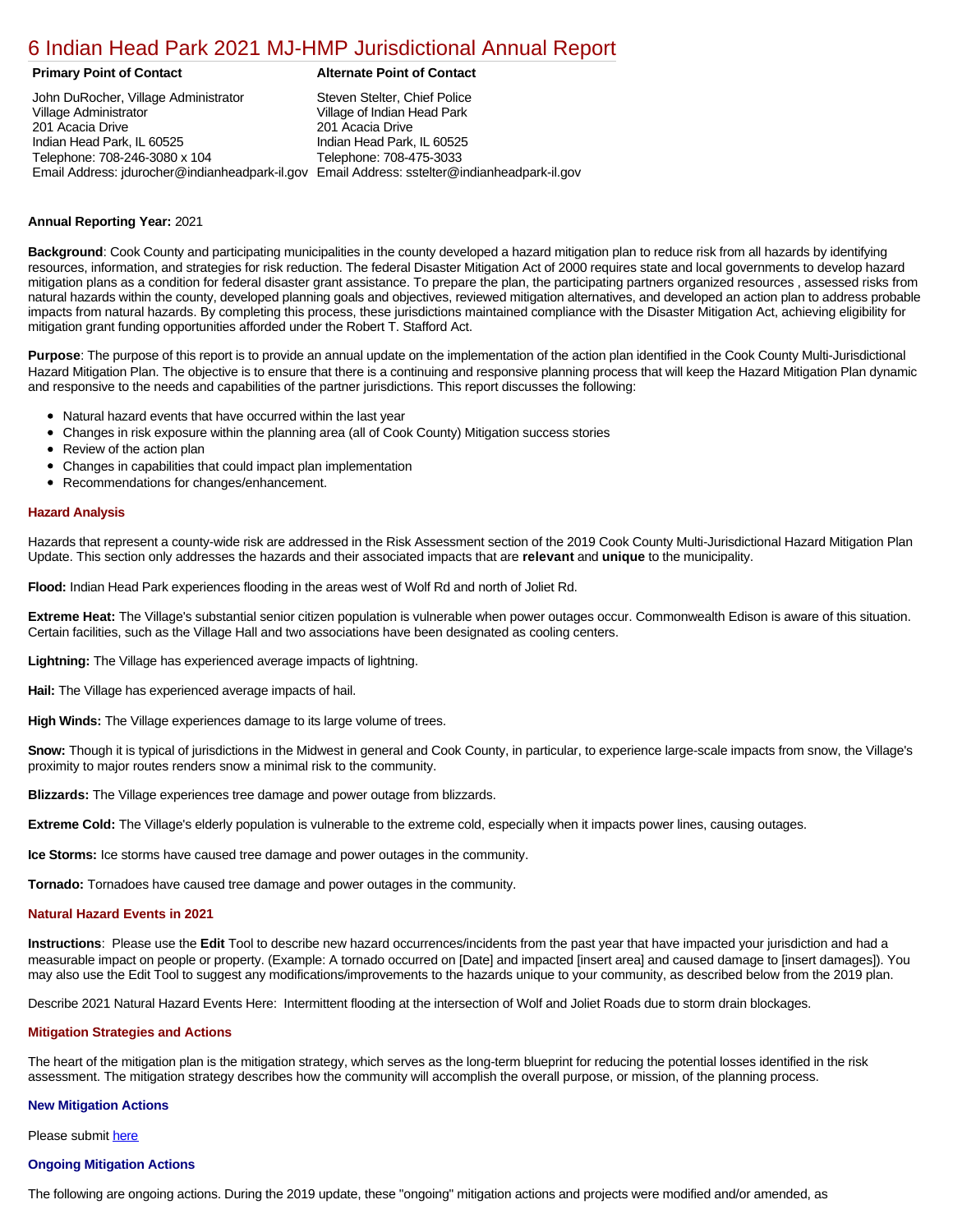# 6 Indian Head Park 2021 MJ-HMP Jurisdictional Annual Report

| Primary Point of Contact | Alternate Point of Contact |
| --- | --- |
| John DuRocher, Village Administrator<br>Village Administrator<br>201 Acacia Drive<br>Indian Head Park, IL 60525<br>Telephone: 708-246-3080 x 104<br>Email Address: jdurocher@indianheadpark-il.gov | Steven Stelter, Chief Police<br>Village of Indian Head Park<br>201 Acacia Drive<br>Indian Head Park, IL 60525<br>Telephone: 708-475-3033<br>Email Address: sstelter@indianheadpark-il.gov |

**Annual Reporting Year:** 2021

**Background**: Cook County and participating municipalities in the county developed a hazard mitigation plan to reduce risk from all hazards by identifying resources, information, and strategies for risk reduction. The federal Disaster Mitigation Act of 2000 requires state and local governments to develop hazard mitigation plans as a condition for federal disaster grant assistance. To prepare the plan, the participating partners organized resources , assessed risks from natural hazards within the county, developed planning goals and objectives, reviewed mitigation alternatives, and developed an action plan to address probable impacts from natural hazards. By completing this process, these jurisdictions maintained compliance with the Disaster Mitigation Act, achieving eligibility for mitigation grant funding opportunities afforded under the Robert T. Stafford Act.

**Purpose**: The purpose of this report is to provide an annual update on the implementation of the action plan identified in the Cook County Multi-Jurisdictional Hazard Mitigation Plan. The objective is to ensure that there is a continuing and responsive planning process that will keep the Hazard Mitigation Plan dynamic and responsive to the needs and capabilities of the partner jurisdictions. This report discusses the following:

- Natural hazard events that have occurred within the last year
- Changes in risk exposure within the planning area (all of Cook County) Mitigation success stories
- Review of the action plan
- Changes in capabilities that could impact plan implementation
- Recommendations for changes/enhancement.

## Hazard Analysis

Hazards that represent a county-wide risk are addressed in the Risk Assessment section of the 2019 Cook County Multi-Jurisdictional Hazard Mitigation Plan Update. This section only addresses the hazards and their associated impacts that are **relevant** and **unique** to the municipality.

**Flood:** Indian Head Park experiences flooding in the areas west of Wolf Rd and north of Joliet Rd.

**Extreme Heat:** The Village's substantial senior citizen population is vulnerable when power outages occur. Commonwealth Edison is aware of this situation. Certain facilities, such as the Village Hall and two associations have been designated as cooling centers.

**Lightning:** The Village has experienced average impacts of lightning.

**Hail:** The Village has experienced average impacts of hail.

**High Winds:** The Village experiences damage to its large volume of trees.

**Snow:** Though it is typical of jurisdictions in the Midwest in general and Cook County, in particular, to experience large-scale impacts from snow, the Village's proximity to major routes renders snow a minimal risk to the community.

**Blizzards:** The Village experiences tree damage and power outage from blizzards.

**Extreme Cold:** The Village's elderly population is vulnerable to the extreme cold, especially when it impacts power lines, causing outages.

**Ice Storms:** Ice storms have caused tree damage and power outages in the community.

**Tornado:** Tornadoes have caused tree damage and power outages in the community.

## Natural Hazard Events in 2021

**Instructions**: Please use the **Edit** Tool to describe new hazard occurrences/incidents from the past year that have impacted your jurisdiction and had a measurable impact on people or property. (Example: A tornado occurred on [Date] and impacted [insert area] and caused damage to [insert damages]). You may also use the Edit Tool to suggest any modifications/improvements to the hazards unique to your community, as described below from the 2019 plan.

Describe 2021 Natural Hazard Events Here: Intermittent flooding at the intersection of Wolf and Joliet Roads due to storm drain blockages.

## Mitigation Strategies and Actions

The heart of the mitigation plan is the mitigation strategy, which serves as the long-term blueprint for reducing the potential losses identified in the risk assessment. The mitigation strategy describes how the community will accomplish the overall purpose, or mission, of the planning process.

### New Mitigation Actions

Please submit here

### Ongoing Mitigation Actions

The following are ongoing actions. During the 2019 update, these "ongoing" mitigation actions and projects were modified and/or amended, as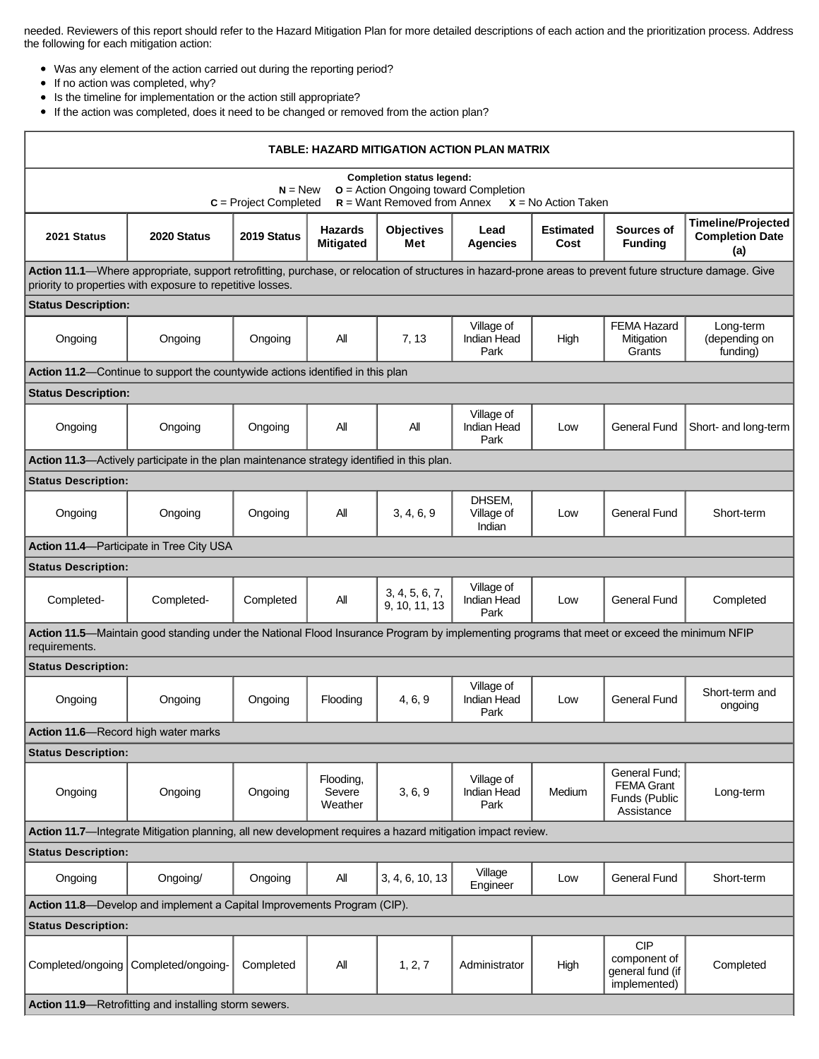needed. Reviewers of this report should refer to the Hazard Mitigation Plan for more detailed descriptions of each action and the prioritization process. Address the following for each mitigation action:

- Was any element of the action carried out during the reporting period?
- If no action was completed, why?
- Is the timeline for implementation or the action still appropriate?
- If the action was completed, does it need to be changed or removed from the action plan?

**TABLE: HAZARD MITIGATION ACTION PLAN MATRIX**

**Completion status legend:**
**N** = New **O** = Action Ongoing toward Completion
**C** = Project Completed **R** = Want Removed from Annex **X** = No Action Taken

| 2021 Status | 2020 Status | 2019 Status | Hazards Mitigated | Objectives Met | Lead Agencies | Estimated Cost | Sources of Funding | Timeline/Projected Completion Date (a) |
|---|---|---|---|---|---|---|---|---|
| **Action 11.1**—Where appropriate, support retrofitting, purchase, or relocation of structures in hazard-prone areas to prevent future structure damage. Give priority to properties with exposure to repetitive losses. | | | | | | | | |
| **Status Description:** | | | | | | | | |
| Ongoing | Ongoing | Ongoing | All | 7, 13 | Village of Indian Head Park | High | FEMA Hazard Mitigation Grants | Long-term (depending on funding) |
| **Action 11.2**—Continue to support the countywide actions identified in this plan | | | | | | | | |
| **Status Description:** | | | | | | | | |
| Ongoing | Ongoing | Ongoing | All | All | Village of Indian Head Park | Low | General Fund | Short- and long-term |
| **Action 11.3**—Actively participate in the plan maintenance strategy identified in this plan. | | | | | | | | |
| **Status Description:** | | | | | | | | |
| Ongoing | Ongoing | Ongoing | All | 3, 4, 6, 9 | DHSEM, Village of Indian | Low | General Fund | Short-term |
| **Action 11.4**—Participate in Tree City USA | | | | | | | | |
| **Status Description:** | | | | | | | | |
| Completed- | Completed- | Completed | All | 3, 4, 5, 6, 7, 9, 10, 11, 13 | Village of Indian Head Park | Low | General Fund | Completed |
| **Action 11.5**—Maintain good standing under the National Flood Insurance Program by implementing programs that meet or exceed the minimum NFIP requirements. | | | | | | | | |
| **Status Description:** | | | | | | | | |
| Ongoing | Ongoing | Ongoing | Flooding | 4, 6, 9 | Village of Indian Head Park | Low | General Fund | Short-term and ongoing |
| **Action 11.6**—Record high water marks | | | | | | | | |
| **Status Description:** | | | | | | | | |
| Ongoing | Ongoing | Ongoing | Flooding, Severe Weather | 3, 6, 9 | Village of Indian Head Park | Medium | General Fund; FEMA Grant Funds (Public Assistance | Long-term |
| **Action 11.7**—Integrate Mitigation planning, all new development requires a hazard mitigation impact review. | | | | | | | | |
| **Status Description:** | | | | | | | | |
| Ongoing | Ongoing/ | Ongoing | All | 3, 4, 6, 10, 13 | Village Engineer | Low | General Fund | Short-term |
| **Action 11.8**—Develop and implement a Capital Improvements Program (CIP). | | | | | | | | |
| **Status Description:** | | | | | | | | |
| Completed/ongoing | Completed/ongoing- | Completed | All | 1, 2, 7 | Administrator | High | CIP component of general fund (if implemented) | Completed |
| **Action 11.9**—Retrofitting and installing storm sewers. | | | | | | | | |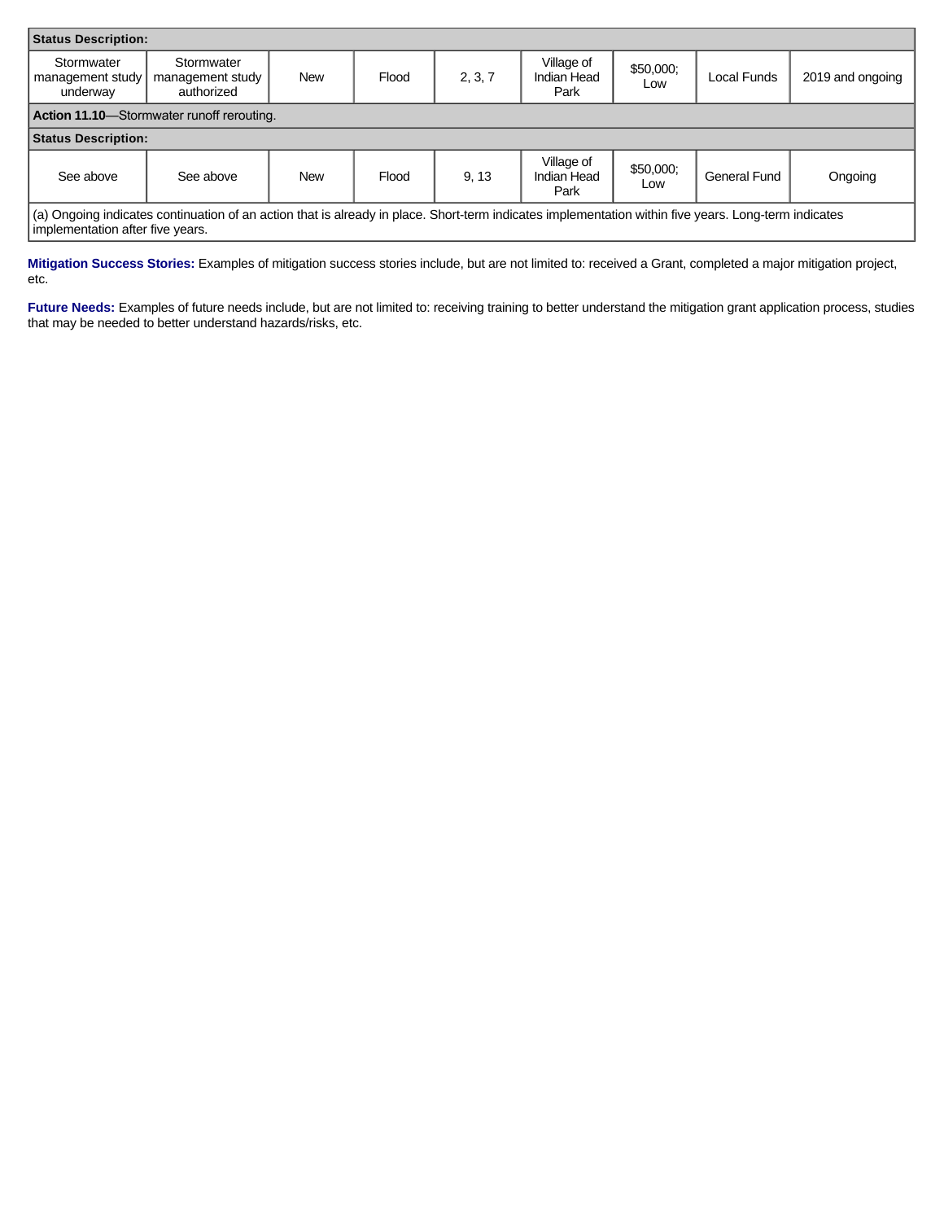| | | | | | | | | |
|---|---|---|---|---|---|---|---|---|
| **Status Description:** | | | | | | | | |
| Stormwater management study underway | Stormwater management study authorized | New | Flood | 2, 3, 7 | Village of Indian Head Park | $50,000; Low | Local Funds | 2019 and ongoing |
| **Action 11.10**—Stormwater runoff rerouting. | | | | | | | | |
| **Status Description:** | | | | | | | | |
| See above | See above | New | Flood | 9, 13 | Village of Indian Head Park | $50,000; Low | General Fund | Ongoing |
| (a) Ongoing indicates continuation of an action that is already in place. Short-term indicates implementation within five years. Long-term indicates implementation after five years. | | | | | | | | |

**Mitigation Success Stories:** Examples of mitigation success stories include, but are not limited to: received a Grant, completed a major mitigation project, etc.

**Future Needs:** Examples of future needs include, but are not limited to: receiving training to better understand the mitigation grant application process, studies that may be needed to better understand hazards/risks, etc.